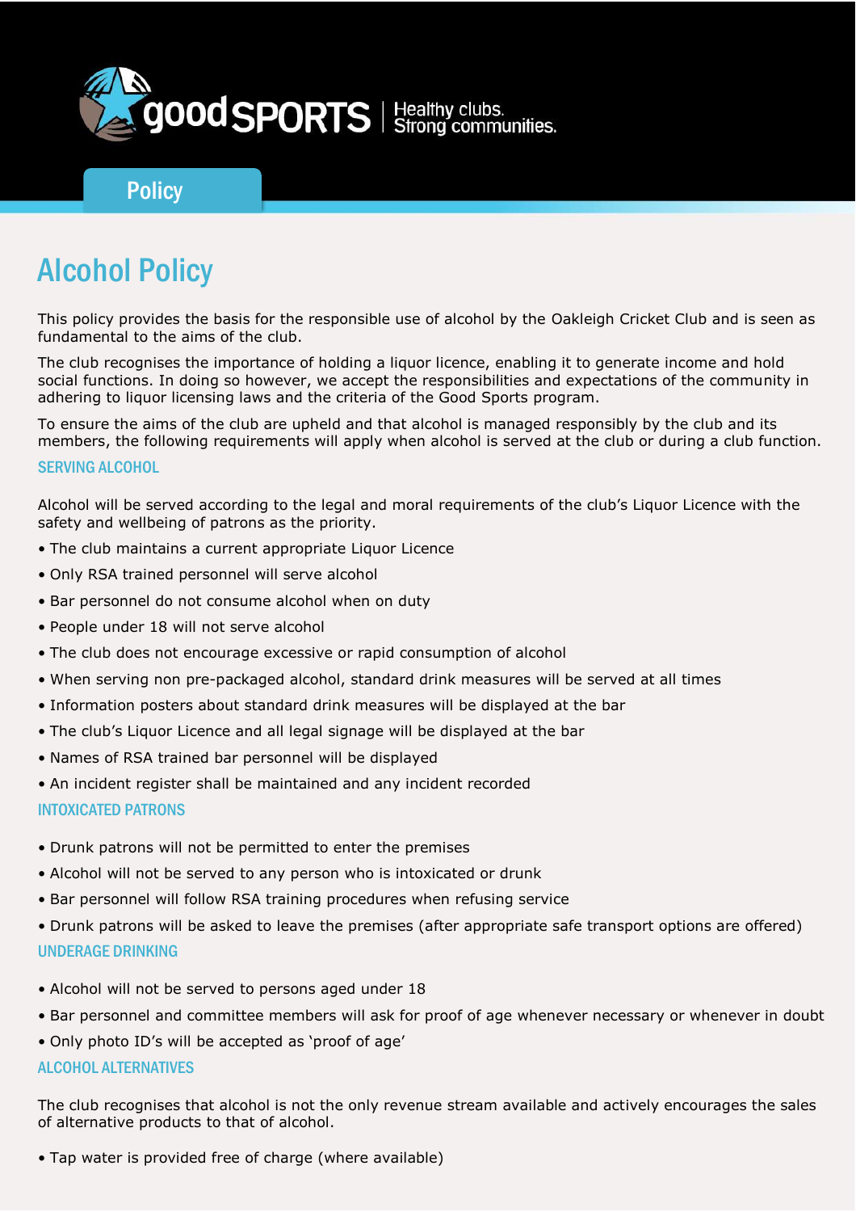goodSPORTS | Healthy clubs. Strong communities.

Policy

# Alcohol Policy

This policy provides the basis for the responsible use of alcohol by the Oakleigh Cricket Club and is seen as fundamental to the aims of the club.

The club recognises the importance of holding a liquor licence, enabling it to generate income and hold social functions. In doing so however, we accept the responsibilities and expectations of the community in adhering to liquor licensing laws and the criteria of the Good Sports program.

To ensure the aims of the club are upheld and that alcohol is managed responsibly by the club and its members, the following requirements will apply when alcohol is served at the club or during a club function.

## SERVING ALCOHOL

Alcohol will be served according to the legal and moral requirements of the club's Liquor Licence with the safety and wellbeing of patrons as the priority.

- The club maintains a current appropriate Liquor Licence
- Only RSA trained personnel will serve alcohol
- Bar personnel do not consume alcohol when on duty
- People under 18 will not serve alcohol
- The club does not encourage excessive or rapid consumption of alcohol
- When serving non pre-packaged alcohol, standard drink measures will be served at all times
- Information posters about standard drink measures will be displayed at the bar
- The club's Liquor Licence and all legal signage will be displayed at the bar
- Names of RSA trained bar personnel will be displayed
- An incident register shall be maintained and any incident recorded

## INTOXICATED PATRONS

- Drunk patrons will not be permitted to enter the premises
- Alcohol will not be served to any person who is intoxicated or drunk
- Bar personnel will follow RSA training procedures when refusing service
- Drunk patrons will be asked to leave the premises (after appropriate safe transport options are offered)

## UNDERAGE DRINKING

- Alcohol will not be served to persons aged under 18
- Bar personnel and committee members will ask for proof of age whenever necessary or whenever in doubt
- Only photo ID's will be accepted as 'proof of age'

## ALCOHOL ALTERNATIVES

The club recognises that alcohol is not the only revenue stream available and actively encourages the sales of alternative products to that of alcohol.

- Tap water is provided free of charge (where available)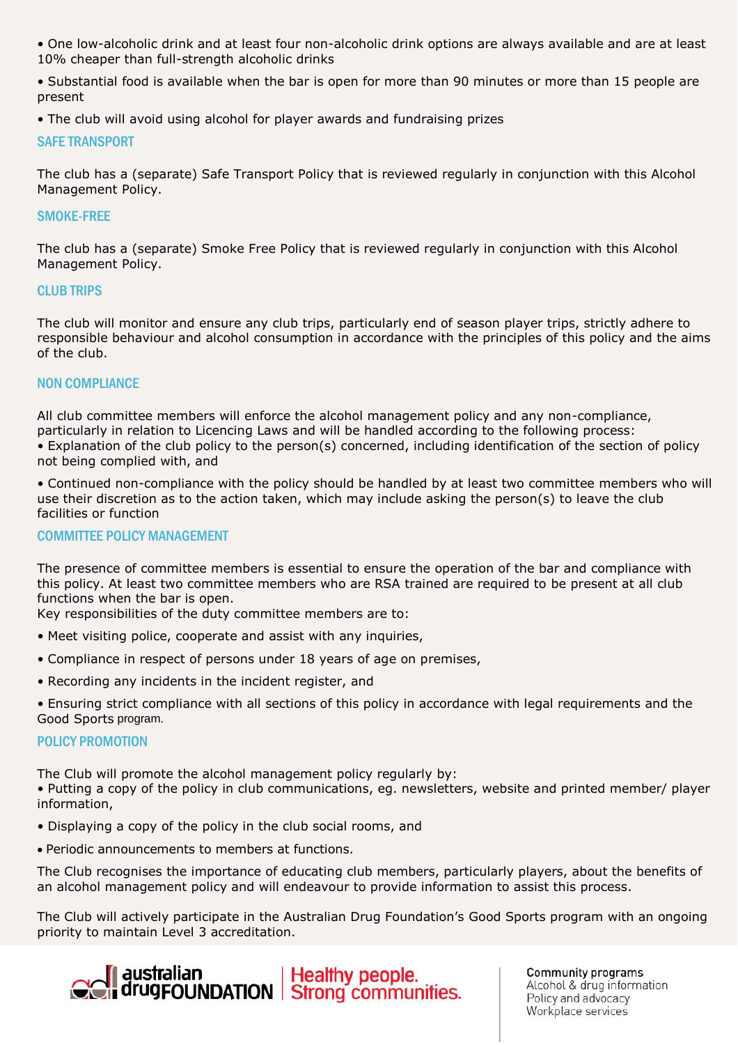- One low-alcoholic drink and at least four non-alcoholic drink options are always available and are at least 10% cheaper than full-strength alcoholic drinks
- Substantial food is available when the bar is open for more than 90 minutes or more than 15 people are present
- The club will avoid using alcohol for player awards and fundraising prizes

## SAFE TRANSPORT

The club has a (separate) Safe Transport Policy that is reviewed regularly in conjunction with this Alcohol Management Policy.

## SMOKE-FREE

The club has a (separate) Smoke Free Policy that is reviewed regularly in conjunction with this Alcohol Management Policy.

## CLUB TRIPS

The club will monitor and ensure any club trips, particularly end of season player trips, strictly adhere to responsible behaviour and alcohol consumption in accordance with the principles of this policy and the aims of the club.

## NON COMPLIANCE

All club committee members will enforce the alcohol management policy and any non-compliance, particularly in relation to Licencing Laws and will be handled according to the following process:

- Explanation of the club policy to the person(s) concerned, including identification of the section of policy not being complied with, and
- Continued non-compliance with the policy should be handled by at least two committee members who will use their discretion as to the action taken, which may include asking the person(s) to leave the club facilities or function

## COMMITTEE POLICY MANAGEMENT

The presence of committee members is essential to ensure the operation of the bar and compliance with this policy. At least two committee members who are RSA trained are required to be present at all club functions when the bar is open.

Key responsibilities of the duty committee members are to:

- Meet visiting police, cooperate and assist with any inquiries,
- Compliance in respect of persons under 18 years of age on premises,
- Recording any incidents in the incident register, and
- Ensuring strict compliance with all sections of this policy in accordance with legal requirements and the Good Sports program.

## POLICY PROMOTION

The Club will promote the alcohol management policy regularly by:

- Putting a copy of the policy in club communications, eg. newsletters, website and printed member/ player information,
- Displaying a copy of the policy in the club social rooms, and
- Periodic announcements to members at functions.

The Club recognises the importance of educating club members, particularly players, about the benefits of an alcohol management policy and will endeavour to provide information to assist this process.

The Club will actively participate in the Australian Drug Foundation's Good Sports program with an ongoing priority to maintain Level 3 accreditation.

australian drugFOUNDATION | Healthy people. Strong communities.

Community programs
Alcohol & drug information
Policy and advocacy
Workplace services